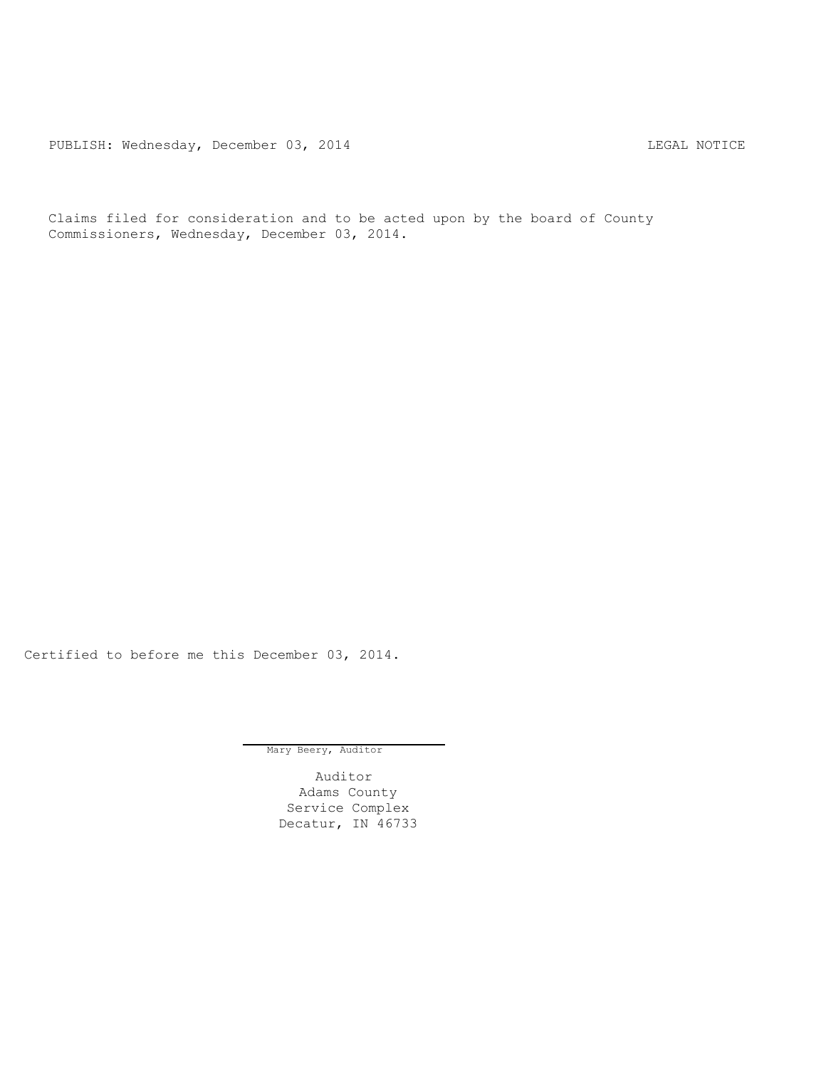PUBLISH: Wednesday, December 03, 2014 LEGAL NOTICE

Claims filed for consideration and to be acted upon by the board of County Commissioners, Wednesday, December 03, 2014.

Certified to before me this December 03, 2014.

Mary Beery, Auditor

Auditor
Adams County
Service Complex
Decatur, IN 46733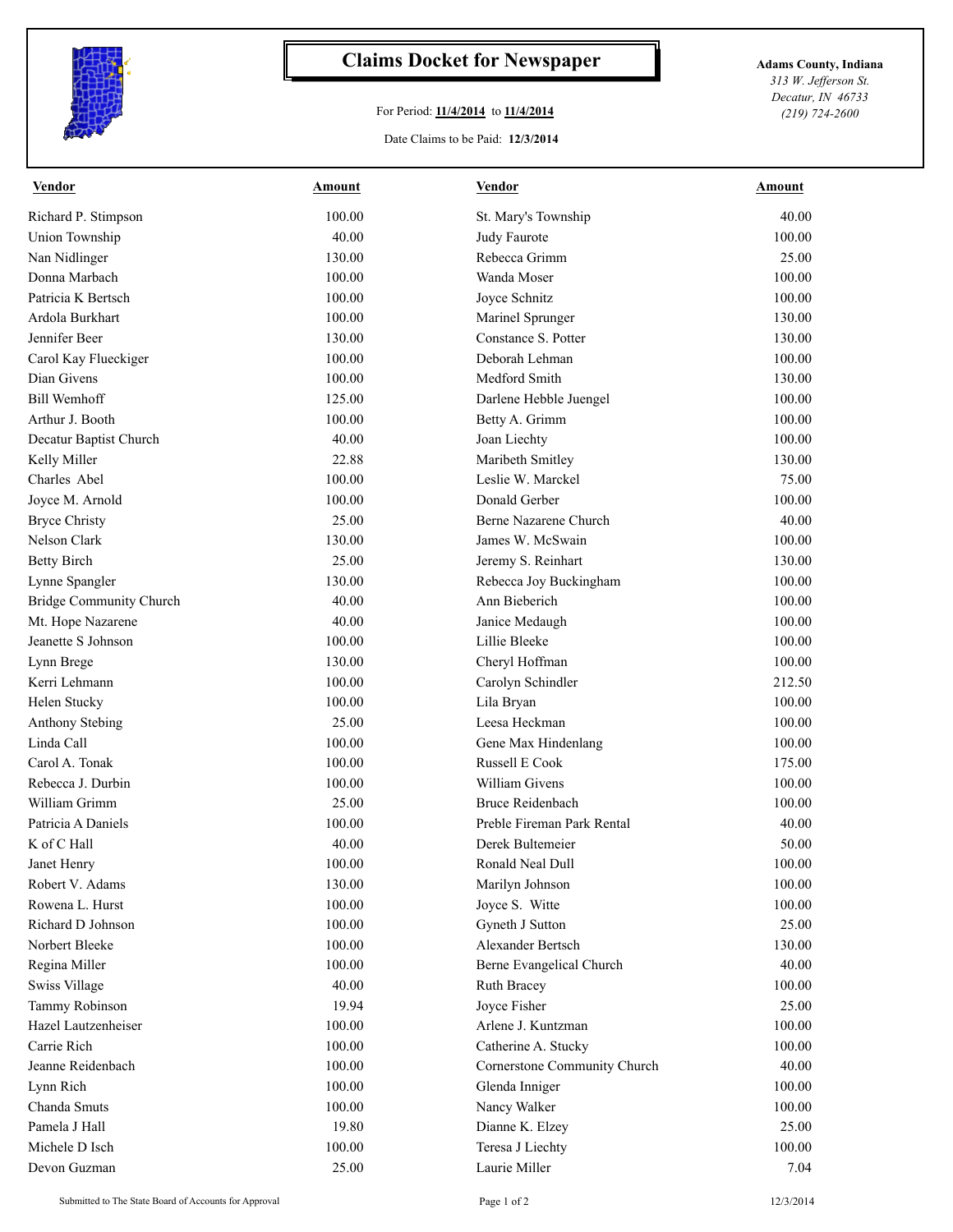# Claims Docket for Newspaper

For Period: **11/4/2014** to **11/4/2014**

Date Claims to be Paid: **12/3/2014**

**Adams County, Indiana**
*313 W. Jefferson St.*
*Decatur, IN 46733*
*(219) 724-2600*

| Vendor | Amount | Vendor | Amount |
|---|---|---|---|
| Richard P. Stimpson | 100.00 | St. Mary's Township | 40.00 |
| Union Township | 40.00 | Judy Faurote | 100.00 |
| Nan Nidlinger | 130.00 | Rebecca Grimm | 25.00 |
| Donna Marbach | 100.00 | Wanda Moser | 100.00 |
| Patricia K Bertsch | 100.00 | Joyce Schnitz | 100.00 |
| Ardola Burkhart | 100.00 | Marinel Sprunger | 130.00 |
| Jennifer Beer | 130.00 | Constance S. Potter | 130.00 |
| Carol Kay Flueckiger | 100.00 | Deborah Lehman | 100.00 |
| Dian Givens | 100.00 | Medford Smith | 130.00 |
| Bill Wemhoff | 125.00 | Darlene Hebble Juengel | 100.00 |
| Arthur J. Booth | 100.00 | Betty A. Grimm | 100.00 |
| Decatur Baptist Church | 40.00 | Joan Liechty | 100.00 |
| Kelly Miller | 22.88 | Maribeth Smitley | 130.00 |
| Charles Abel | 100.00 | Leslie W. Marckel | 75.00 |
| Joyce M. Arnold | 100.00 | Donald Gerber | 100.00 |
| Bryce Christy | 25.00 | Berne Nazarene Church | 40.00 |
| Nelson Clark | 130.00 | James W. McSwain | 100.00 |
| Betty Birch | 25.00 | Jeremy S. Reinhart | 130.00 |
| Lynne Spangler | 130.00 | Rebecca Joy Buckingham | 100.00 |
| Bridge Community Church | 40.00 | Ann Bieberich | 100.00 |
| Mt. Hope Nazarene | 40.00 | Janice Medaugh | 100.00 |
| Jeanette S Johnson | 100.00 | Lillie Bleeke | 100.00 |
| Lynn Brege | 130.00 | Cheryl Hoffman | 100.00 |
| Kerri Lehmann | 100.00 | Carolyn Schindler | 212.50 |
| Helen Stucky | 100.00 | Lila Bryan | 100.00 |
| Anthony Stebing | 25.00 | Leesa Heckman | 100.00 |
| Linda Call | 100.00 | Gene Max Hindenlang | 100.00 |
| Carol A. Tonak | 100.00 | Russell E Cook | 175.00 |
| Rebecca J. Durbin | 100.00 | William Givens | 100.00 |
| William Grimm | 25.00 | Bruce Reidenbach | 100.00 |
| Patricia A Daniels | 100.00 | Preble Fireman Park Rental | 40.00 |
| K of C Hall | 40.00 | Derek Bultemeier | 50.00 |
| Janet Henry | 100.00 | Ronald Neal Dull | 100.00 |
| Robert V. Adams | 130.00 | Marilyn Johnson | 100.00 |
| Rowena L. Hurst | 100.00 | Joyce S. Witte | 100.00 |
| Richard D Johnson | 100.00 | Gyneth J Sutton | 25.00 |
| Norbert Bleeke | 100.00 | Alexander Bertsch | 130.00 |
| Regina Miller | 100.00 | Berne Evangelical Church | 40.00 |
| Swiss Village | 40.00 | Ruth Bracey | 100.00 |
| Tammy Robinson | 19.94 | Joyce Fisher | 25.00 |
| Hazel Lautzenheiser | 100.00 | Arlene J. Kuntzman | 100.00 |
| Carrie Rich | 100.00 | Catherine A. Stucky | 100.00 |
| Jeanne Reidenbach | 100.00 | Cornerstone Community Church | 40.00 |
| Lynn Rich | 100.00 | Glenda Inniger | 100.00 |
| Chanda Smuts | 100.00 | Nancy Walker | 100.00 |
| Pamela J Hall | 19.80 | Dianne K. Elzey | 25.00 |
| Michele D Isch | 100.00 | Teresa J Liechty | 100.00 |
| Devon Guzman | 25.00 | Laurie Miller | 7.04 |

Submitted to The State Board of Accounts for Approval

12/3/2014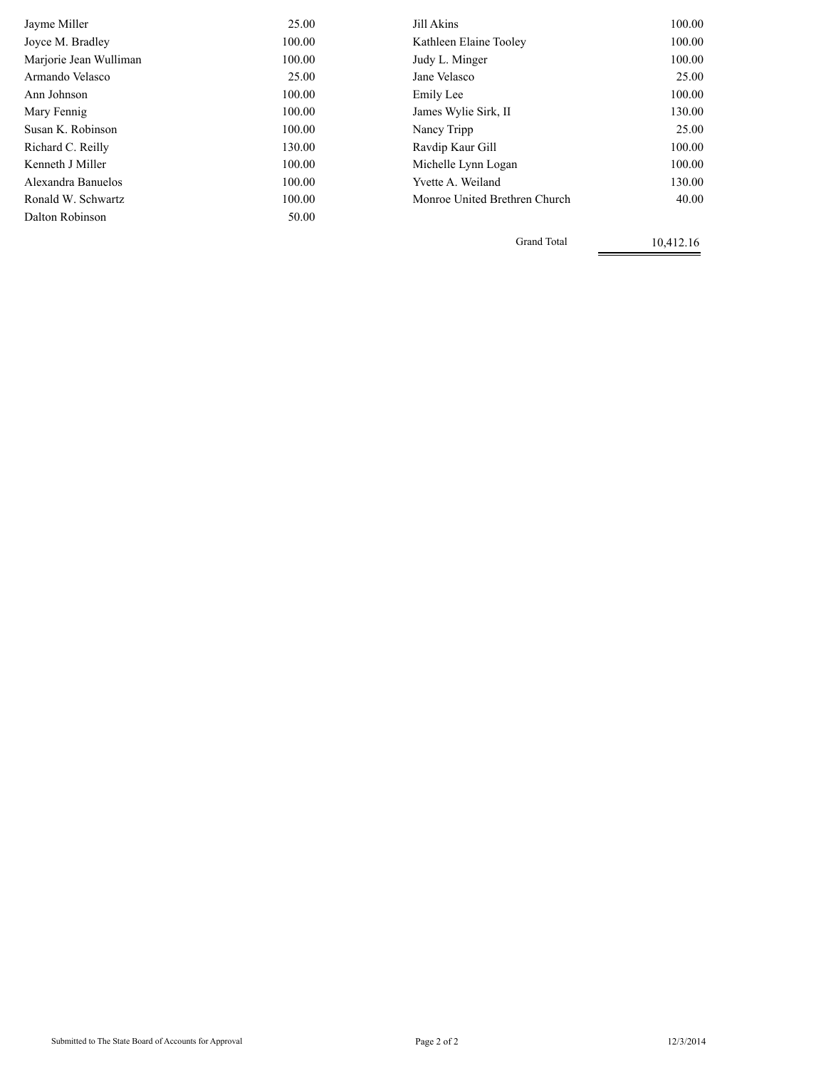| | | | |
|---|---|---|---|
| Jayme Miller | 25.00 | Jill Akins | 100.00 |
| Joyce M. Bradley | 100.00 | Kathleen Elaine Tooley | 100.00 |
| Marjorie Jean Wulliman | 100.00 | Judy L. Minger | 100.00 |
| Armando Velasco | 25.00 | Jane Velasco | 25.00 |
| Ann Johnson | 100.00 | Emily Lee | 100.00 |
| Mary Fennig | 100.00 | James Wylie Sirk, II | 130.00 |
| Susan K. Robinson | 100.00 | Nancy Tripp | 25.00 |
| Richard C. Reilly | 130.00 | Ravdip Kaur Gill | 100.00 |
| Kenneth J Miller | 100.00 | Michelle Lynn Logan | 100.00 |
| Alexandra Banuelos | 100.00 | Yvette A. Weiland | 130.00 |
| Ronald W. Schwartz | 100.00 | Monroe United Brethren Church | 40.00 |
| Dalton Robinson | 50.00 | | |
| | | Grand Total | 10,412.16 |

Submitted to The State Board of Accounts for Approval

12/3/2014